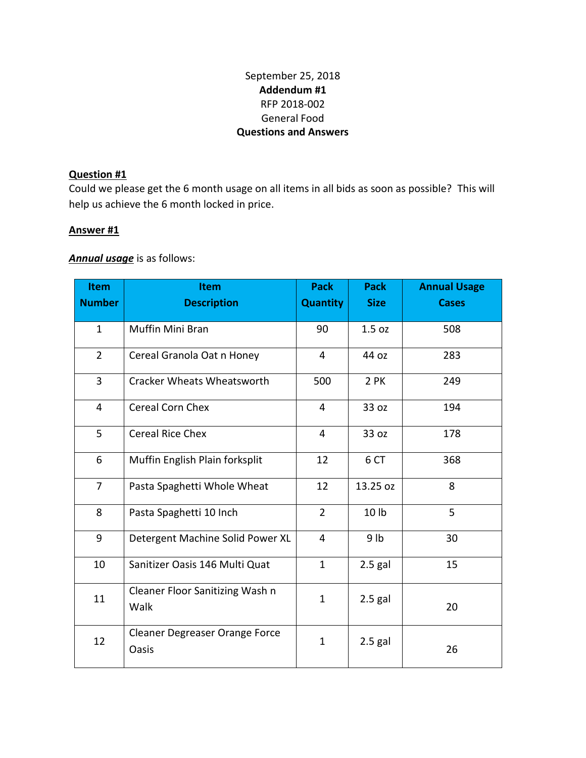September 25, 2018

**Addendum #1**

RFP 2018-002

General Food

**Questions and Answers**

**Question #1**

Could we please get the 6 month usage on all items in all bids as soon as possible? This will help us achieve the 6 month locked in price.

**Answer #1**

***Annual usage*** is as follows:

| Item Number | Item Description | Pack Quantity | Pack Size | Annual Usage Cases |
|---|---|---|---|---|
| 1 | Muffin Mini Bran | 90 | 1.5 oz | 508 |
| 2 | Cereal Granola Oat n Honey | 4 | 44 oz | 283 |
| 3 | Cracker Wheats Wheatsworth | 500 | 2 PK | 249 |
| 4 | Cereal Corn Chex | 4 | 33 oz | 194 |
| 5 | Cereal Rice Chex | 4 | 33 oz | 178 |
| 6 | Muffin English Plain forksplit | 12 | 6 CT | 368 |
| 7 | Pasta Spaghetti Whole Wheat | 12 | 13.25 oz | 8 |
| 8 | Pasta Spaghetti 10 Inch | 2 | 10 lb | 5 |
| 9 | Detergent Machine Solid Power XL | 4 | 9 lb | 30 |
| 10 | Sanitizer Oasis 146 Multi Quat | 1 | 2.5 gal | 15 |
| 11 | Cleaner Floor Sanitizing Wash n Walk | 1 | 2.5 gal | 20 |
| 12 | Cleaner Degreaser Orange Force Oasis | 1 | 2.5 gal | 26 |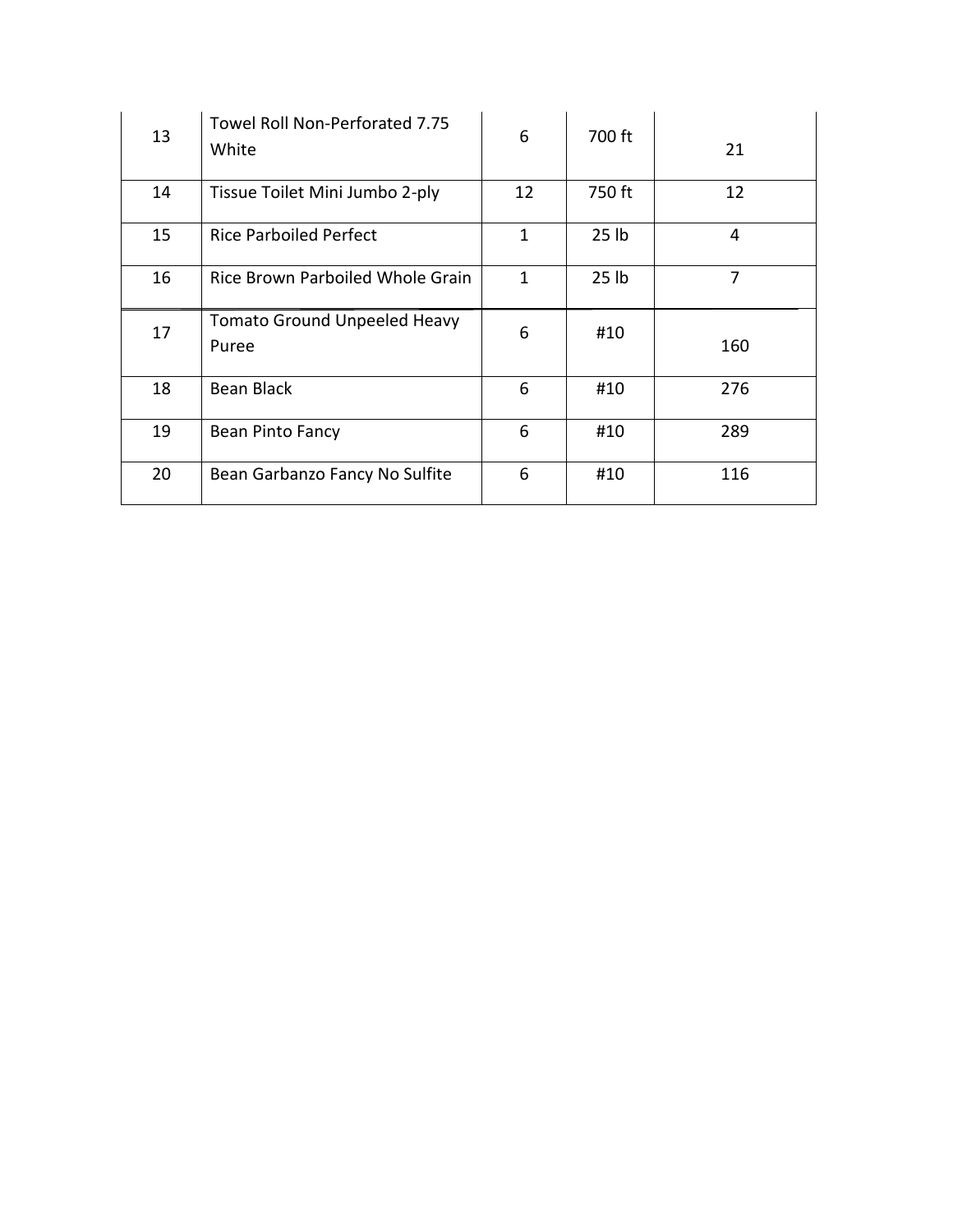| | | | | |
|---|---|---|---|---|
| 13 | Towel Roll Non-Perforated 7.75 White | 6 | 700 ft | 21 |
| 14 | Tissue Toilet Mini Jumbo 2-ply | 12 | 750 ft | 12 |
| 15 | Rice Parboiled Perfect | 1 | 25 lb | 4 |
| 16 | Rice Brown Parboiled Whole Grain | 1 | 25 lb | 7 |
| 17 | Tomato Ground Unpeeled Heavy Puree | 6 | #10 | 160 |
| 18 | Bean Black | 6 | #10 | 276 |
| 19 | Bean Pinto Fancy | 6 | #10 | 289 |
| 20 | Bean Garbanzo Fancy No Sulfite | 6 | #10 | 116 |